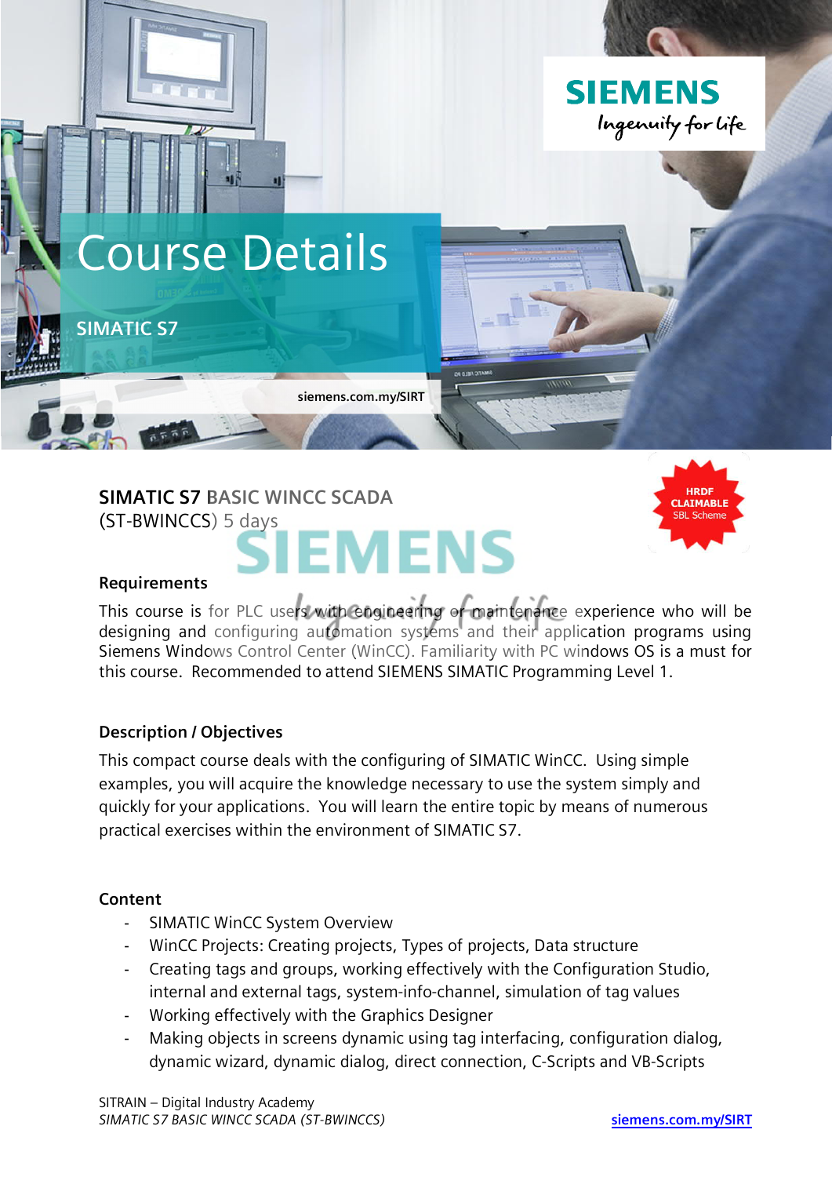# Course Details

## SIMATIC S7

siemens.com.my/SIRT

**SIMATIC S7 BASIC WINCC SCADA**
(ST-BWINCCS) 5 days

HRDF CLAIMABLE SBL Scheme

### Requirements

This course is for PLC users with engineering or maintenance experience who will be designing and configuring automation systems and their application programs using Siemens Windows Control Center (WinCC). Familiarity with PC windows OS is a must for this course. Recommended to attend SIEMENS SIMATIC Programming Level 1.

### Description / Objectives

This compact course deals with the configuring of SIMATIC WinCC. Using simple examples, you will acquire the knowledge necessary to use the system simply and quickly for your applications. You will learn the entire topic by means of numerous practical exercises within the environment of SIMATIC S7.

### Content

- SIMATIC WinCC System Overview
- WinCC Projects: Creating projects, Types of projects, Data structure
- Creating tags and groups, working effectively with the Configuration Studio, internal and external tags, system-info-channel, simulation of tag values
- Working effectively with the Graphics Designer
- Making objects in screens dynamic using tag interfacing, configuration dialog, dynamic wizard, dynamic dialog, direct connection, C-Scripts and VB-Scripts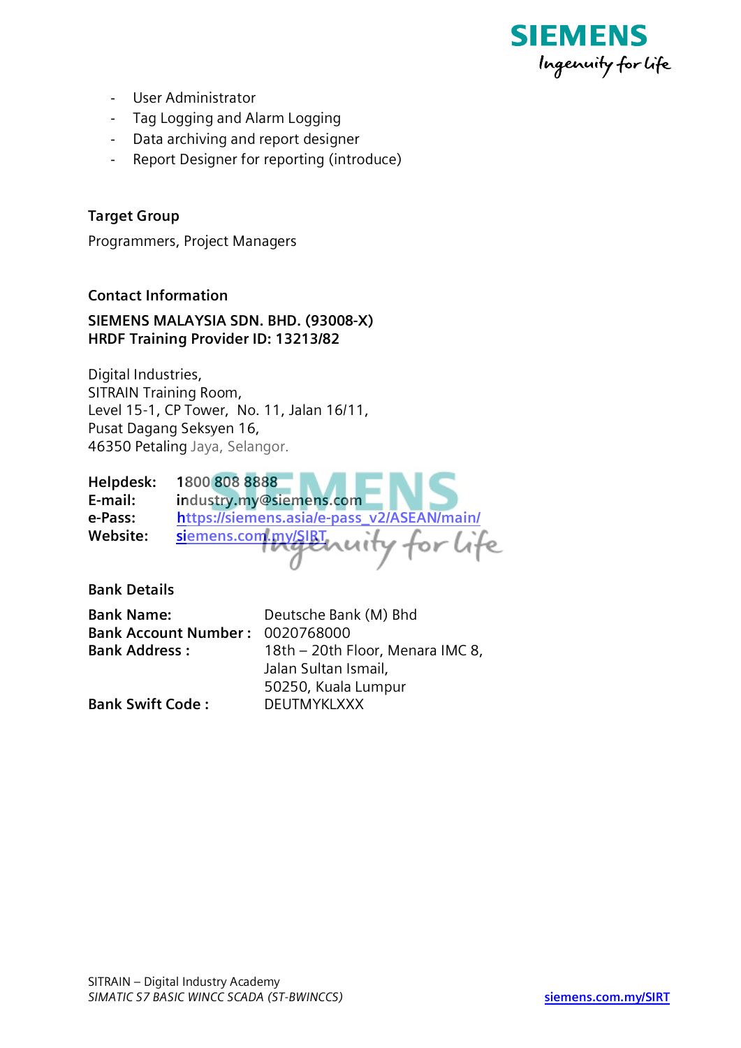- User Administrator
- Tag Logging and Alarm Logging
- Data archiving and report designer
- Report Designer for reporting (introduce)

**Target Group**

Programmers, Project Managers

**Contact Information**

**SIEMENS MALAYSIA SDN. BHD. (93008-X)**
**HRDF Training Provider ID: 13213/82**

Digital Industries,
SITRAIN Training Room,
Level 15-1, CP Tower, No. 11, Jalan 16/11,
Pusat Dagang Seksyen 16,
46350 Petaling Jaya, Selangor.

**Helpdesk:** 1800 808 8888
**E-mail:** industry.my@siemens.com
**e-Pass:** https://siemens.asia/e-pass_v2/ASEAN/main/
**Website:** siemens.com.my/SIRT

**Bank Details**

**Bank Name:** Deutsche Bank (M) Bhd
**Bank Account Number :** 0020768000
**Bank Address :** 18th – 20th Floor, Menara IMC 8,
Jalan Sultan Ismail,
50250, Kuala Lumpur
**Bank Swift Code :** DEUTMYKLXXX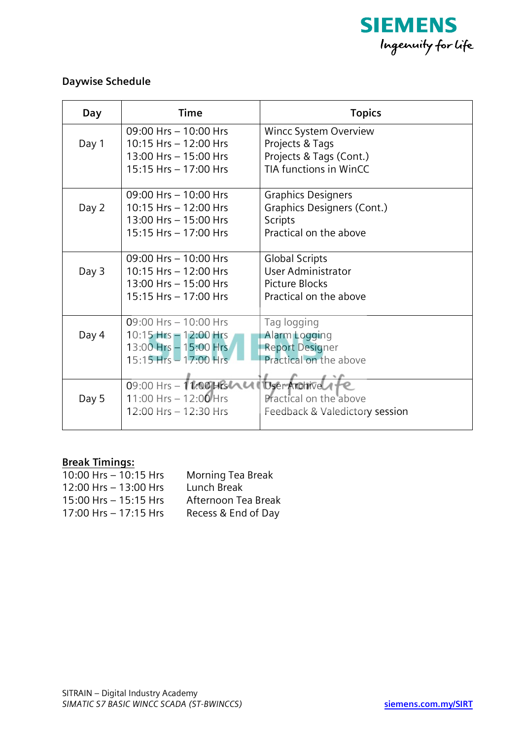### Daywise Schedule

| Day | Time | Topics |
|---|---|---|
| Day 1 | 09:00 Hrs – 10:00 Hrs<br>10:15 Hrs – 12:00 Hrs<br>13:00 Hrs – 15:00 Hrs<br>15:15 Hrs – 17:00 Hrs | Wincc System Overview<br>Projects & Tags<br>Projects & Tags (Cont.)<br>TIA functions in WinCC |
| Day 2 | 09:00 Hrs – 10:00 Hrs<br>10:15 Hrs – 12:00 Hrs<br>13:00 Hrs – 15:00 Hrs<br>15:15 Hrs – 17:00 Hrs | Graphics Designers<br>Graphics Designers (Cont.)<br>Scripts<br>Practical on the above |
| Day 3 | 09:00 Hrs – 10:00 Hrs<br>10:15 Hrs – 12:00 Hrs<br>13:00 Hrs – 15:00 Hrs<br>15:15 Hrs – 17:00 Hrs | Global Scripts<br>User Administrator<br>Picture Blocks<br>Practical on the above |
| Day 4 | 09:00 Hrs – 10:00 Hrs<br>10:15 Hrs – 12:00 Hrs<br>13:00 Hrs – 15:00 Hrs<br>15:15 Hrs – 17:00 Hrs | Tag logging<br>Alarm Logging<br>Report Designer<br>Practical on the above |
| Day 5 | 09:00 Hrs – 11:00 Hrs<br>11:00 Hrs – 12:00 Hrs<br>12:00 Hrs – 12:30 Hrs | User Archive<br>Practical on the above<br>Feedback & Valedictory session |

**Break Timings:**

| | |
|---|---|
| 10:00 Hrs – 10:15 Hrs | Morning Tea Break |
| 12:00 Hrs – 13:00 Hrs | Lunch Break |
| 15:00 Hrs – 15:15 Hrs | Afternoon Tea Break |
| 17:00 Hrs – 17:15 Hrs | Recess & End of Day |